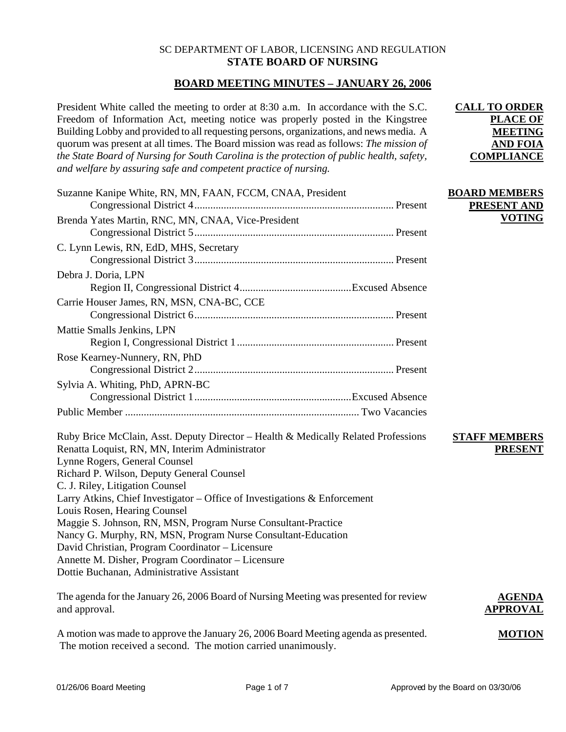SC DEPARTMENT OF LABOR, LICENSING AND REGULATION
**STATE BOARD OF NURSING**

# BOARD MEETING MINUTES – JANUARY 26, 2006

**CALL TO ORDER PLACE OF MEETING AND FOIA COMPLIANCE**

President White called the meeting to order at 8:30 a.m. In accordance with the S.C. Freedom of Information Act, meeting notice was properly posted in the Kingstree Building Lobby and provided to all requesting persons, organizations, and news media. A quorum was present at all times. The Board mission was read as follows: *The mission of the State Board of Nursing for South Carolina is the protection of public health, safety, and welfare by assuring safe and competent practice of nursing.*

**BOARD MEMBERS PRESENT AND VOTING**

Suzanne Kanipe White, RN, MN, FAAN, FCCM, CNAA, President
Congressional District 4 .......... Present

Brenda Yates Martin, RNC, MN, CNAA, Vice-President
Congressional District 5 .......... Present

C. Lynn Lewis, RN, EdD, MHS, Secretary
Congressional District 3 .......... Present

Debra J. Doria, LPN
Region II, Congressional District 4 .......... Excused Absence

Carrie Houser James, RN, MSN, CNA-BC, CCE
Congressional District 6 .......... Present

Mattie Smalls Jenkins, LPN
Region I, Congressional District 1 .......... Present

Rose Kearney-Nunnery, RN, PhD
Congressional District 2 .......... Present

Sylvia A. Whiting, PhD, APRN-BC
Congressional District 1 .......... Excused Absence

Public Member .......... Two Vacancies

**STAFF MEMBERS PRESENT**

Ruby Brice McClain, Asst. Deputy Director – Health & Medically Related Professions
Renatta Loquist, RN, MN, Interim Administrator
Lynne Rogers, General Counsel
Richard P. Wilson, Deputy General Counsel
C. J. Riley, Litigation Counsel
Larry Atkins, Chief Investigator – Office of Investigations & Enforcement
Louis Rosen, Hearing Counsel
Maggie S. Johnson, RN, MSN, Program Nurse Consultant-Practice
Nancy G. Murphy, RN, MSN, Program Nurse Consultant-Education
David Christian, Program Coordinator – Licensure
Annette M. Disher, Program Coordinator – Licensure
Dottie Buchanan, Administrative Assistant

**AGENDA APPROVAL**

The agenda for the January 26, 2006 Board of Nursing Meeting was presented for review and approval.

**MOTION**

A motion was made to approve the January 26, 2006 Board Meeting agenda as presented. The motion received a second. The motion carried unanimously.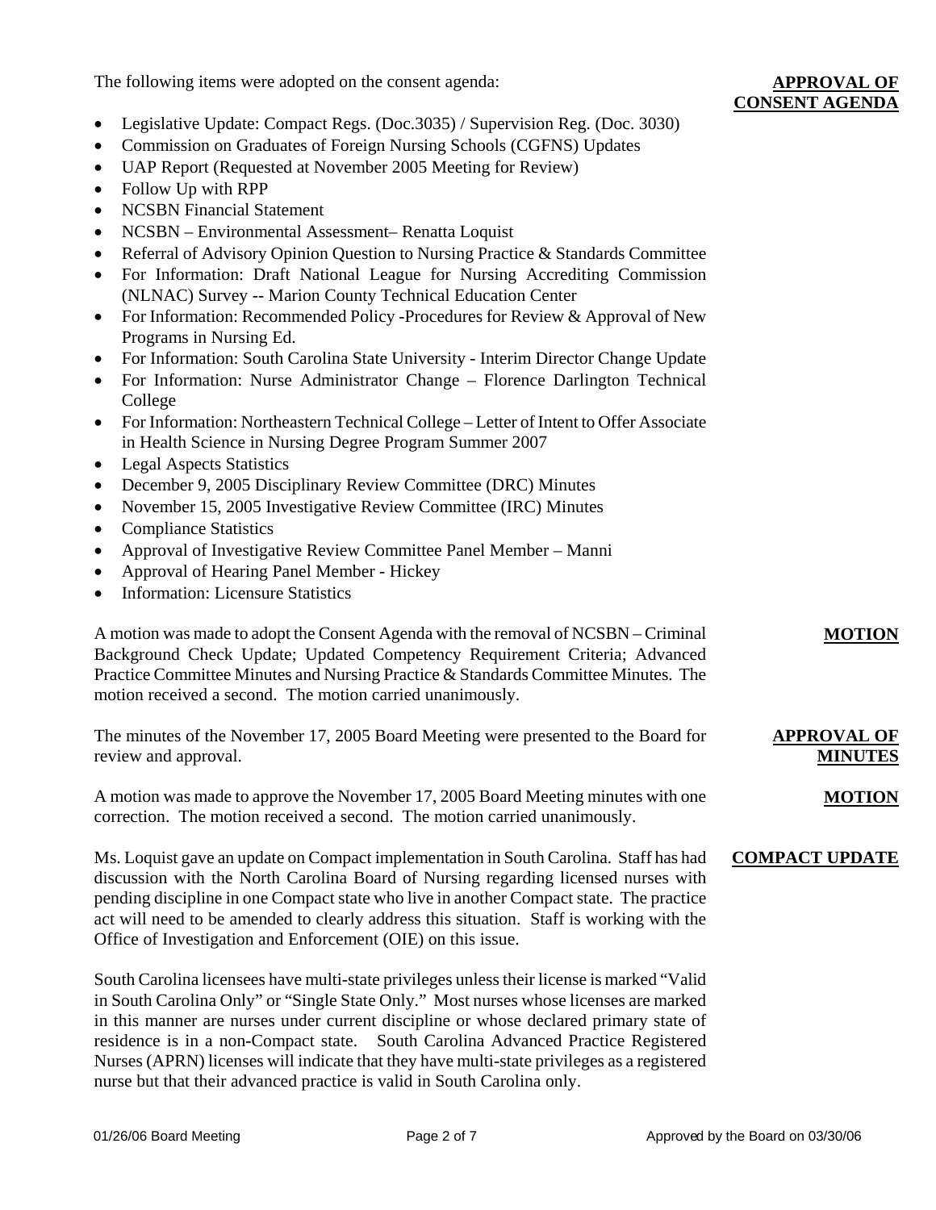**APPROVAL OF CONSENT AGENDA**

The following items were adopted on the consent agenda:

- Legislative Update: Compact Regs. (Doc.3035) / Supervision Reg. (Doc. 3030)
- Commission on Graduates of Foreign Nursing Schools (CGFNS) Updates
- UAP Report (Requested at November 2005 Meeting for Review)
- Follow Up with RPP
- NCSBN Financial Statement
- NCSBN – Environmental Assessment– Renatta Loquist
- Referral of Advisory Opinion Question to Nursing Practice & Standards Committee
- For Information: Draft National League for Nursing Accrediting Commission (NLNAC) Survey -- Marion County Technical Education Center
- For Information: Recommended Policy -Procedures for Review & Approval of New Programs in Nursing Ed.
- For Information: South Carolina State University - Interim Director Change Update
- For Information: Nurse Administrator Change – Florence Darlington Technical College
- For Information: Northeastern Technical College – Letter of Intent to Offer Associate in Health Science in Nursing Degree Program Summer 2007
- Legal Aspects Statistics
- December 9, 2005 Disciplinary Review Committee (DRC) Minutes
- November 15, 2005 Investigative Review Committee (IRC) Minutes
- Compliance Statistics
- Approval of Investigative Review Committee Panel Member – Manni
- Approval of Hearing Panel Member - Hickey
- Information: Licensure Statistics

**MOTION**

A motion was made to adopt the Consent Agenda with the removal of NCSBN – Criminal Background Check Update; Updated Competency Requirement Criteria; Advanced Practice Committee Minutes and Nursing Practice & Standards Committee Minutes. The motion received a second. The motion carried unanimously.

**APPROVAL OF MINUTES**

The minutes of the November 17, 2005 Board Meeting were presented to the Board for review and approval.

**MOTION**

A motion was made to approve the November 17, 2005 Board Meeting minutes with one correction. The motion received a second. The motion carried unanimously.

**COMPACT UPDATE**

Ms. Loquist gave an update on Compact implementation in South Carolina. Staff has had discussion with the North Carolina Board of Nursing regarding licensed nurses with pending discipline in one Compact state who live in another Compact state. The practice act will need to be amended to clearly address this situation. Staff is working with the Office of Investigation and Enforcement (OIE) on this issue.

South Carolina licensees have multi-state privileges unless their license is marked "Valid in South Carolina Only" or "Single State Only." Most nurses whose licenses are marked in this manner are nurses under current discipline or whose declared primary state of residence is in a non-Compact state. South Carolina Advanced Practice Registered Nurses (APRN) licenses will indicate that they have multi-state privileges as a registered nurse but that their advanced practice is valid in South Carolina only.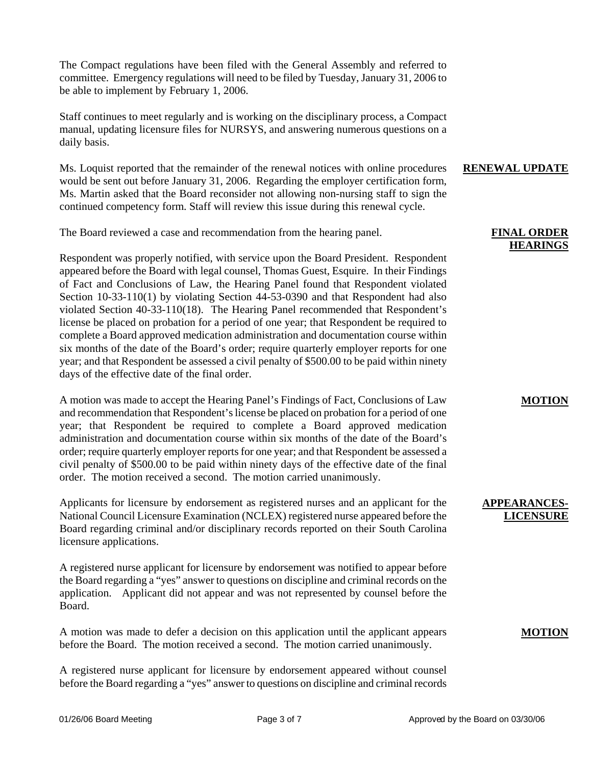The Compact regulations have been filed with the General Assembly and referred to committee. Emergency regulations will need to be filed by Tuesday, January 31, 2006 to be able to implement by February 1, 2006.

Staff continues to meet regularly and is working on the disciplinary process, a Compact manual, updating licensure files for NURSYS, and answering numerous questions on a daily basis.

**RENEWAL UPDATE**

Ms. Loquist reported that the remainder of the renewal notices with online procedures would be sent out before January 31, 2006. Regarding the employer certification form, Ms. Martin asked that the Board reconsider not allowing non-nursing staff to sign the continued competency form. Staff will review this issue during this renewal cycle.

**FINAL ORDER HEARINGS**

The Board reviewed a case and recommendation from the hearing panel.

Respondent was properly notified, with service upon the Board President. Respondent appeared before the Board with legal counsel, Thomas Guest, Esquire. In their Findings of Fact and Conclusions of Law, the Hearing Panel found that Respondent violated Section 10-33-110(1) by violating Section 44-53-0390 and that Respondent had also violated Section 40-33-110(18). The Hearing Panel recommended that Respondent's license be placed on probation for a period of one year; that Respondent be required to complete a Board approved medication administration and documentation course within six months of the date of the Board's order; require quarterly employer reports for one year; and that Respondent be assessed a civil penalty of $500.00 to be paid within ninety days of the effective date of the final order.

**MOTION**

A motion was made to accept the Hearing Panel's Findings of Fact, Conclusions of Law and recommendation that Respondent's license be placed on probation for a period of one year; that Respondent be required to complete a Board approved medication administration and documentation course within six months of the date of the Board's order; require quarterly employer reports for one year; and that Respondent be assessed a civil penalty of $500.00 to be paid within ninety days of the effective date of the final order. The motion received a second. The motion carried unanimously.

**APPEARANCES-LICENSURE**

Applicants for licensure by endorsement as registered nurses and an applicant for the National Council Licensure Examination (NCLEX) registered nurse appeared before the Board regarding criminal and/or disciplinary records reported on their South Carolina licensure applications.

A registered nurse applicant for licensure by endorsement was notified to appear before the Board regarding a "yes" answer to questions on discipline and criminal records on the application. Applicant did not appear and was not represented by counsel before the Board.

**MOTION**

A motion was made to defer a decision on this application until the applicant appears before the Board. The motion received a second. The motion carried unanimously.

A registered nurse applicant for licensure by endorsement appeared without counsel before the Board regarding a "yes" answer to questions on discipline and criminal records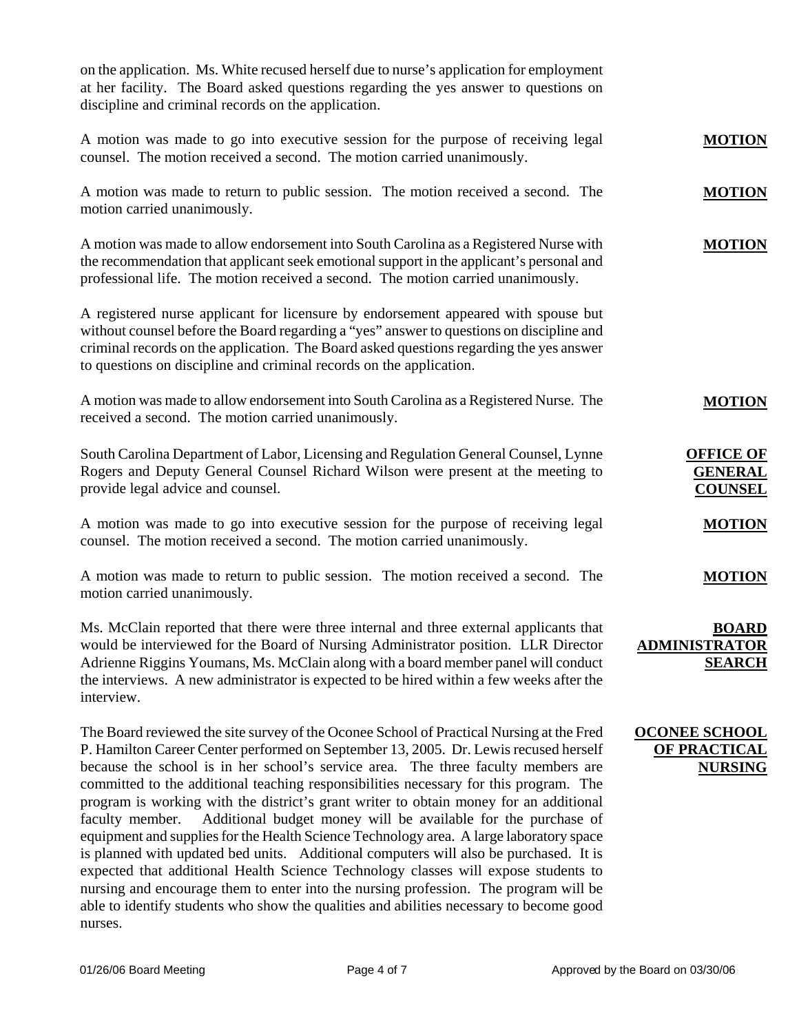on the application. Ms. White recused herself due to nurse's application for employment at her facility. The Board asked questions regarding the yes answer to questions on discipline and criminal records on the application.

**MOTION**

A motion was made to go into executive session for the purpose of receiving legal counsel. The motion received a second. The motion carried unanimously.

**MOTION**

A motion was made to return to public session. The motion received a second. The motion carried unanimously.

**MOTION**

A motion was made to allow endorsement into South Carolina as a Registered Nurse with the recommendation that applicant seek emotional support in the applicant's personal and professional life. The motion received a second. The motion carried unanimously.

A registered nurse applicant for licensure by endorsement appeared with spouse but without counsel before the Board regarding a "yes" answer to questions on discipline and criminal records on the application. The Board asked questions regarding the yes answer to questions on discipline and criminal records on the application.

**MOTION**

A motion was made to allow endorsement into South Carolina as a Registered Nurse. The received a second. The motion carried unanimously.

**OFFICE OF GENERAL COUNSEL**

South Carolina Department of Labor, Licensing and Regulation General Counsel, Lynne Rogers and Deputy General Counsel Richard Wilson were present at the meeting to provide legal advice and counsel.

**MOTION**

A motion was made to go into executive session for the purpose of receiving legal counsel. The motion received a second. The motion carried unanimously.

**MOTION**

A motion was made to return to public session. The motion received a second. The motion carried unanimously.

**BOARD ADMINISTRATOR SEARCH**

Ms. McClain reported that there were three internal and three external applicants that would be interviewed for the Board of Nursing Administrator position. LLR Director Adrienne Riggins Youmans, Ms. McClain along with a board member panel will conduct the interviews. A new administrator is expected to be hired within a few weeks after the interview.

**OCONEE SCHOOL OF PRACTICAL NURSING**

The Board reviewed the site survey of the Oconee School of Practical Nursing at the Fred P. Hamilton Career Center performed on September 13, 2005. Dr. Lewis recused herself because the school is in her school's service area. The three faculty members are committed to the additional teaching responsibilities necessary for this program. The program is working with the district's grant writer to obtain money for an additional faculty member. Additional budget money will be available for the purchase of equipment and supplies for the Health Science Technology area. A large laboratory space is planned with updated bed units. Additional computers will also be purchased. It is expected that additional Health Science Technology classes will expose students to nursing and encourage them to enter into the nursing profession. The program will be able to identify students who show the qualities and abilities necessary to become good nurses.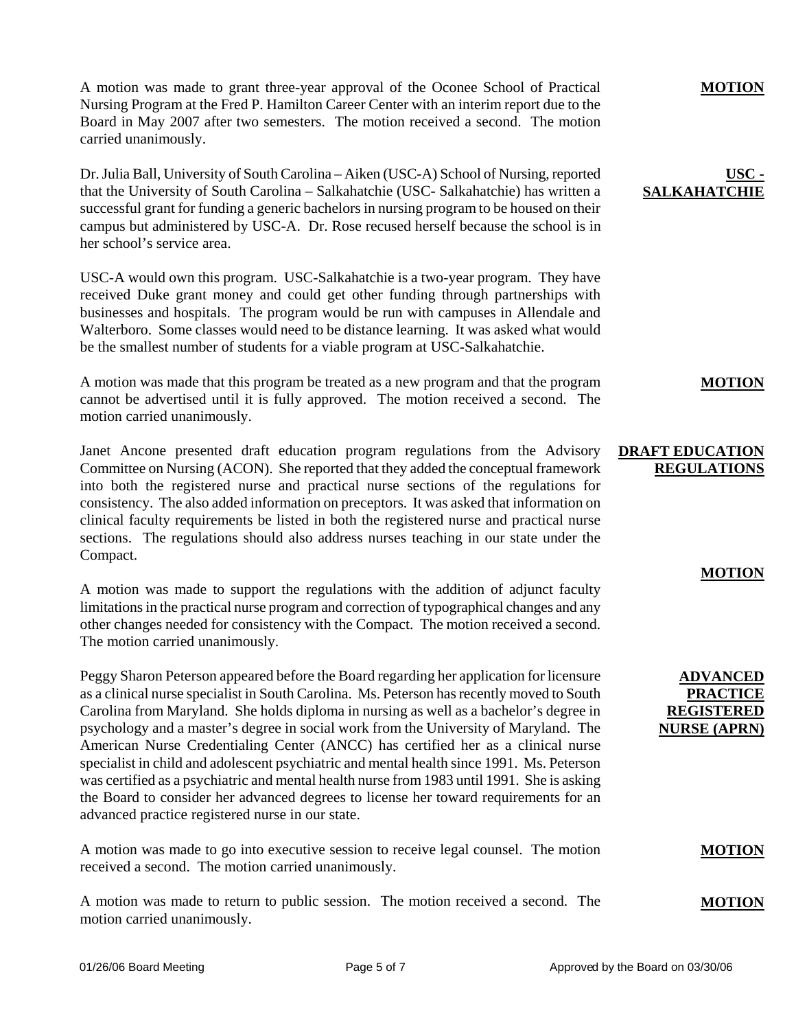A motion was made to grant three-year approval of the Oconee School of Practical Nursing Program at the Fred P. Hamilton Career Center with an interim report due to the Board in May 2007 after two semesters. The motion received a second. The motion carried unanimously.

**MOTION**

**USC - SALKAHATCHIE**

Dr. Julia Ball, University of South Carolina – Aiken (USC-A) School of Nursing, reported that the University of South Carolina – Salkahatchie (USC- Salkahatchie) has written a successful grant for funding a generic bachelors in nursing program to be housed on their campus but administered by USC-A. Dr. Rose recused herself because the school is in her school's service area.

USC-A would own this program. USC-Salkahatchie is a two-year program. They have received Duke grant money and could get other funding through partnerships with businesses and hospitals. The program would be run with campuses in Allendale and Walterboro. Some classes would need to be distance learning. It was asked what would be the smallest number of students for a viable program at USC-Salkahatchie.

**MOTION**

A motion was made that this program be treated as a new program and that the program cannot be advertised until it is fully approved. The motion received a second. The motion carried unanimously.

**DRAFT EDUCATION REGULATIONS**

Janet Ancone presented draft education program regulations from the Advisory Committee on Nursing (ACON). She reported that they added the conceptual framework into both the registered nurse and practical nurse sections of the regulations for consistency. The also added information on preceptors. It was asked that information on clinical faculty requirements be listed in both the registered nurse and practical nurse sections. The regulations should also address nurses teaching in our state under the Compact.

**MOTION**

A motion was made to support the regulations with the addition of adjunct faculty limitations in the practical nurse program and correction of typographical changes and any other changes needed for consistency with the Compact. The motion received a second. The motion carried unanimously.

**ADVANCED PRACTICE REGISTERED NURSE (APRN)**

Peggy Sharon Peterson appeared before the Board regarding her application for licensure as a clinical nurse specialist in South Carolina. Ms. Peterson has recently moved to South Carolina from Maryland. She holds diploma in nursing as well as a bachelor's degree in psychology and a master's degree in social work from the University of Maryland. The American Nurse Credentialing Center (ANCC) has certified her as a clinical nurse specialist in child and adolescent psychiatric and mental health since 1991. Ms. Peterson was certified as a psychiatric and mental health nurse from 1983 until 1991. She is asking the Board to consider her advanced degrees to license her toward requirements for an advanced practice registered nurse in our state.

**MOTION**

A motion was made to go into executive session to receive legal counsel. The motion received a second. The motion carried unanimously.

**MOTION**

A motion was made to return to public session. The motion received a second. The motion carried unanimously.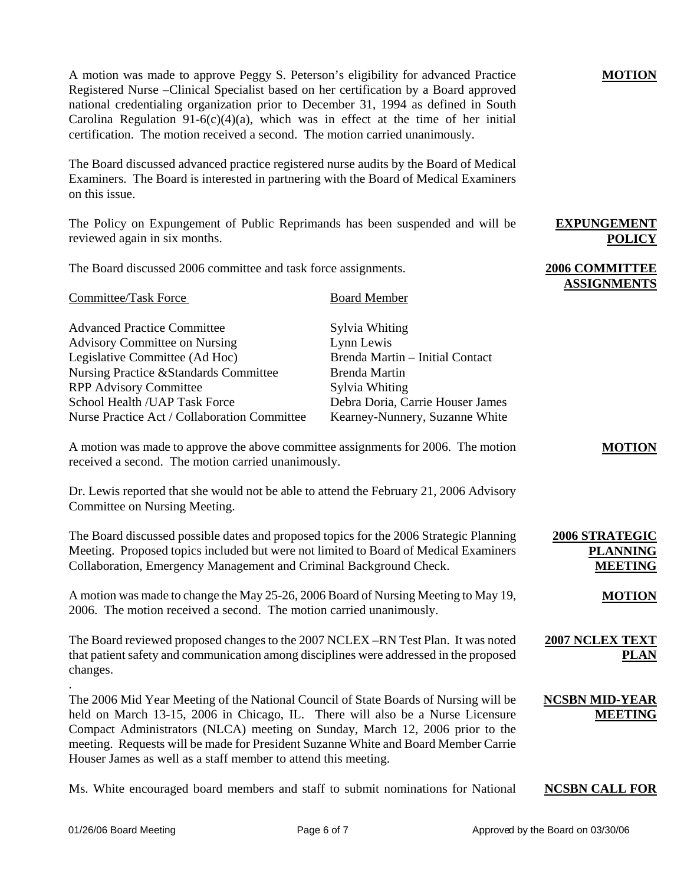**MOTION**

A motion was made to approve Peggy S. Peterson's eligibility for advanced Practice Registered Nurse –Clinical Specialist based on her certification by a Board approved national credentialing organization prior to December 31, 1994 as defined in South Carolina Regulation 91-6(c)(4)(a), which was in effect at the time of her initial certification. The motion received a second. The motion carried unanimously.

The Board discussed advanced practice registered nurse audits by the Board of Medical Examiners. The Board is interested in partnering with the Board of Medical Examiners on this issue.

**EXPUNGEMENT POLICY**

The Policy on Expungement of Public Reprimands has been suspended and will be reviewed again in six months.

**2006 COMMITTEE ASSIGNMENTS**

The Board discussed 2006 committee and task force assignments.

| Committee/Task Force | Board Member |
|---|---|
| Advanced Practice Committee | Sylvia Whiting |
| Advisory Committee on Nursing | Lynn Lewis |
| Legislative Committee (Ad Hoc) | Brenda Martin – Initial Contact |
| Nursing Practice &Standards Committee | Brenda Martin |
| RPP Advisory Committee | Sylvia Whiting |
| School Health /UAP Task Force | Debra Doria, Carrie Houser James |
| Nurse Practice Act / Collaboration Committee | Kearney-Nunnery, Suzanne White |

**MOTION**

A motion was made to approve the above committee assignments for 2006. The motion received a second. The motion carried unanimously.

Dr. Lewis reported that she would not be able to attend the February 21, 2006 Advisory Committee on Nursing Meeting.

**2006 STRATEGIC PLANNING MEETING**

The Board discussed possible dates and proposed topics for the 2006 Strategic Planning Meeting. Proposed topics included but were not limited to Board of Medical Examiners Collaboration, Emergency Management and Criminal Background Check.

**MOTION**

A motion was made to change the May 25-26, 2006 Board of Nursing Meeting to May 19, 2006. The motion received a second. The motion carried unanimously.

**2007 NCLEX TEXT PLAN**

The Board reviewed proposed changes to the 2007 NCLEX –RN Test Plan. It was noted that patient safety and communication among disciplines were addressed in the proposed changes.

.

**NCSBN MID-YEAR MEETING**

The 2006 Mid Year Meeting of the National Council of State Boards of Nursing will be held on March 13-15, 2006 in Chicago, IL. There will also be a Nurse Licensure Compact Administrators (NLCA) meeting on Sunday, March 12, 2006 prior to the meeting. Requests will be made for President Suzanne White and Board Member Carrie Houser James as well as a staff member to attend this meeting.

**NCSBN CALL FOR**

Ms. White encouraged board members and staff to submit nominations for National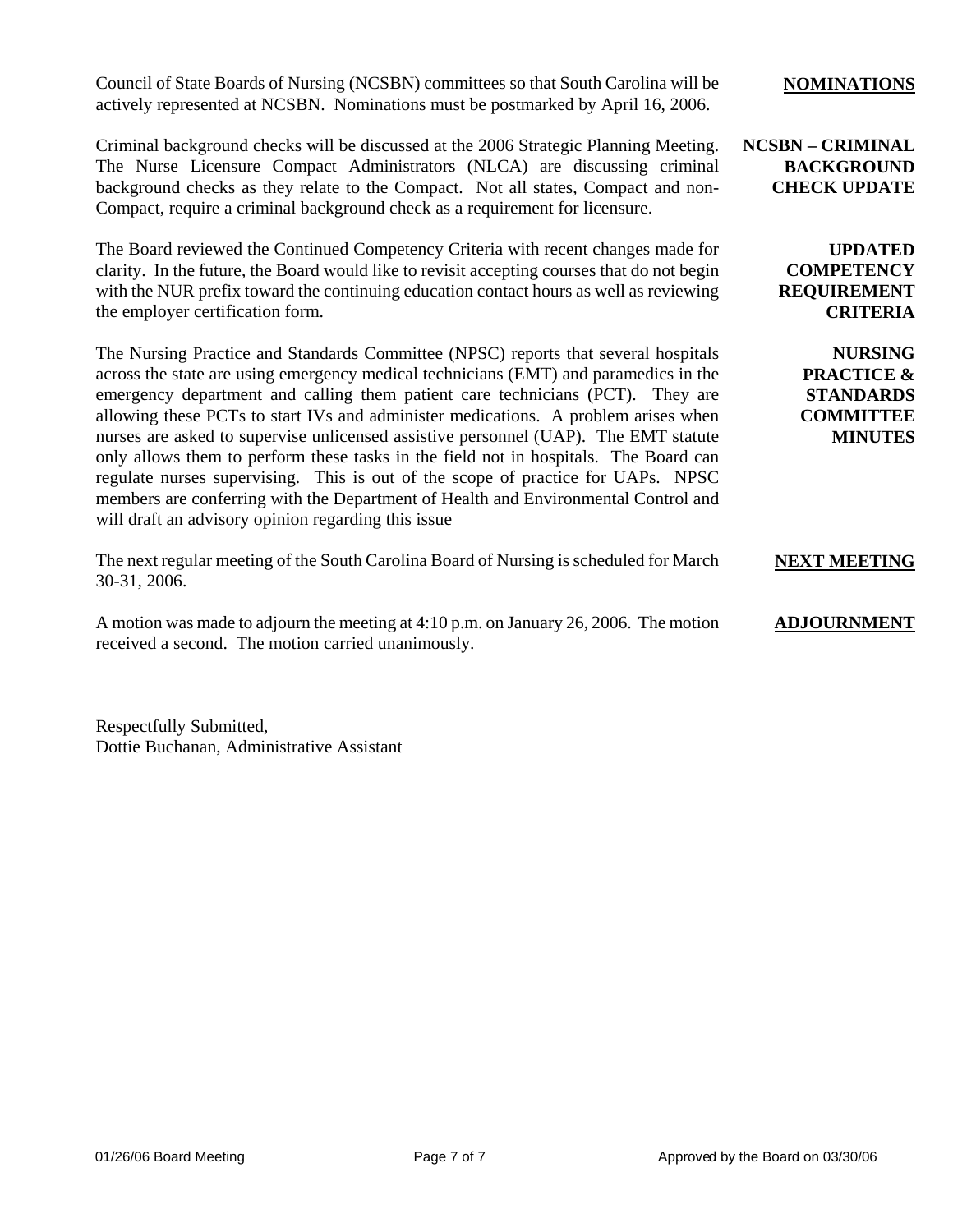**NOMINATIONS**

Council of State Boards of Nursing (NCSBN) committees so that South Carolina will be actively represented at NCSBN. Nominations must be postmarked by April 16, 2006.

**NCSBN – CRIMINAL BACKGROUND CHECK UPDATE**

Criminal background checks will be discussed at the 2006 Strategic Planning Meeting. The Nurse Licensure Compact Administrators (NLCA) are discussing criminal background checks as they relate to the Compact. Not all states, Compact and non-Compact, require a criminal background check as a requirement for licensure.

**UPDATED COMPETENCY REQUIREMENT CRITERIA**

The Board reviewed the Continued Competency Criteria with recent changes made for clarity. In the future, the Board would like to revisit accepting courses that do not begin with the NUR prefix toward the continuing education contact hours as well as reviewing the employer certification form.

**NURSING PRACTICE & STANDARDS COMMITTEE MINUTES**

The Nursing Practice and Standards Committee (NPSC) reports that several hospitals across the state are using emergency medical technicians (EMT) and paramedics in the emergency department and calling them patient care technicians (PCT). They are allowing these PCTs to start IVs and administer medications. A problem arises when nurses are asked to supervise unlicensed assistive personnel (UAP). The EMT statute only allows them to perform these tasks in the field not in hospitals. The Board can regulate nurses supervising. This is out of the scope of practice for UAPs. NPSC members are conferring with the Department of Health and Environmental Control and will draft an advisory opinion regarding this issue

**NEXT MEETING**

The next regular meeting of the South Carolina Board of Nursing is scheduled for March 30-31, 2006.

**ADJOURNMENT**

A motion was made to adjourn the meeting at 4:10 p.m. on January 26, 2006. The motion received a second. The motion carried unanimously.

Respectfully Submitted,
Dottie Buchanan, Administrative Assistant